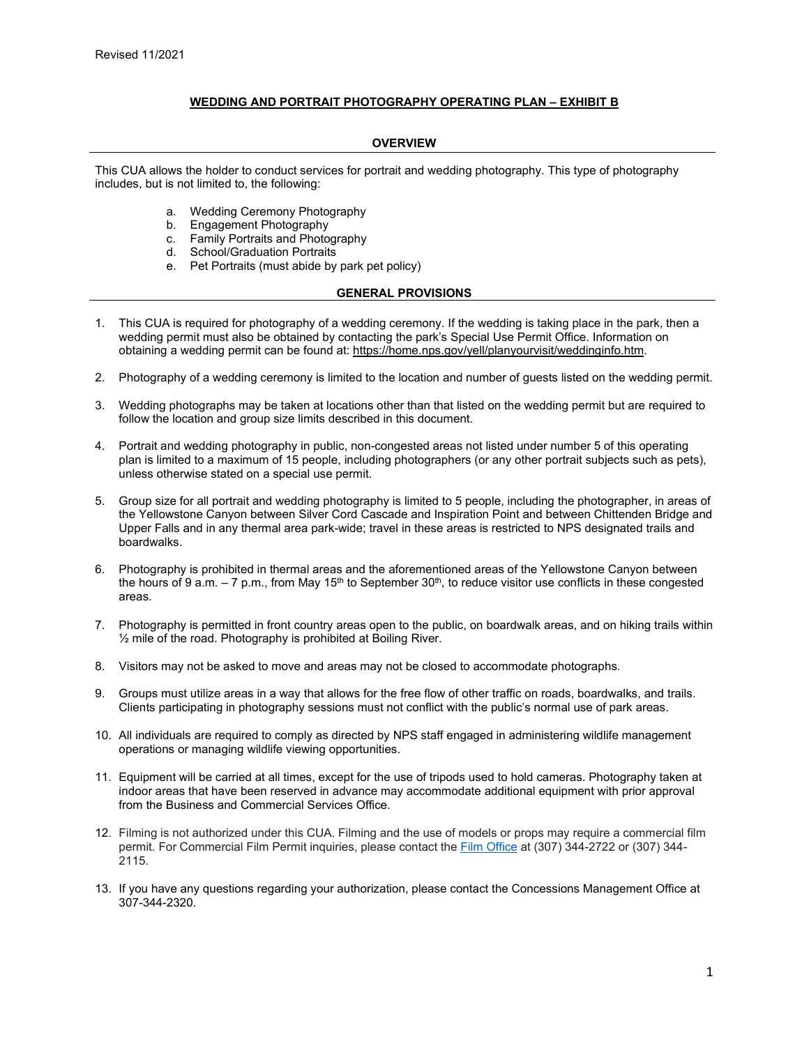Revised 11/2021

# WEDDING AND PORTRAIT PHOTOGRAPHY OPERATING PLAN – EXHIBIT B

## OVERVIEW

This CUA allows the holder to conduct services for portrait and wedding photography. This type of photography includes, but is not limited to, the following:

a. Wedding Ceremony Photography
b. Engagement Photography
c. Family Portraits and Photography
d. School/Graduation Portraits
e. Pet Portraits (must abide by park pet policy)

## GENERAL PROVISIONS

1. This CUA is required for photography of a wedding ceremony. If the wedding is taking place in the park, then a wedding permit must also be obtained by contacting the park's Special Use Permit Office. Information on obtaining a wedding permit can be found at: https://home.nps.gov/yell/planyourvisit/weddinginfo.htm.

2. Photography of a wedding ceremony is limited to the location and number of guests listed on the wedding permit.

3. Wedding photographs may be taken at locations other than that listed on the wedding permit but are required to follow the location and group size limits described in this document.

4. Portrait and wedding photography in public, non-congested areas not listed under number 5 of this operating plan is limited to a maximum of 15 people, including photographers (or any other portrait subjects such as pets), unless otherwise stated on a special use permit.

5. Group size for all portrait and wedding photography is limited to 5 people, including the photographer, in areas of the Yellowstone Canyon between Silver Cord Cascade and Inspiration Point and between Chittenden Bridge and Upper Falls and in any thermal area park-wide; travel in these areas is restricted to NPS designated trails and boardwalks.

6. Photography is prohibited in thermal areas and the aforementioned areas of the Yellowstone Canyon between the hours of 9 a.m. – 7 p.m., from May 15th to September 30th, to reduce visitor use conflicts in these congested areas.

7. Photography is permitted in front country areas open to the public, on boardwalk areas, and on hiking trails within ½ mile of the road. Photography is prohibited at Boiling River.

8. Visitors may not be asked to move and areas may not be closed to accommodate photographs.

9. Groups must utilize areas in a way that allows for the free flow of other traffic on roads, boardwalks, and trails. Clients participating in photography sessions must not conflict with the public's normal use of park areas.

10. All individuals are required to comply as directed by NPS staff engaged in administering wildlife management operations or managing wildlife viewing opportunities.

11. Equipment will be carried at all times, except for the use of tripods used to hold cameras. Photography taken at indoor areas that have been reserved in advance may accommodate additional equipment with prior approval from the Business and Commercial Services Office.

12. Filming is not authorized under this CUA. Filming and the use of models or props may require a commercial film permit. For Commercial Film Permit inquiries, please contact the Film Office at (307) 344-2722 or (307) 344-2115.

13. If you have any questions regarding your authorization, please contact the Concessions Management Office at 307-344-2320.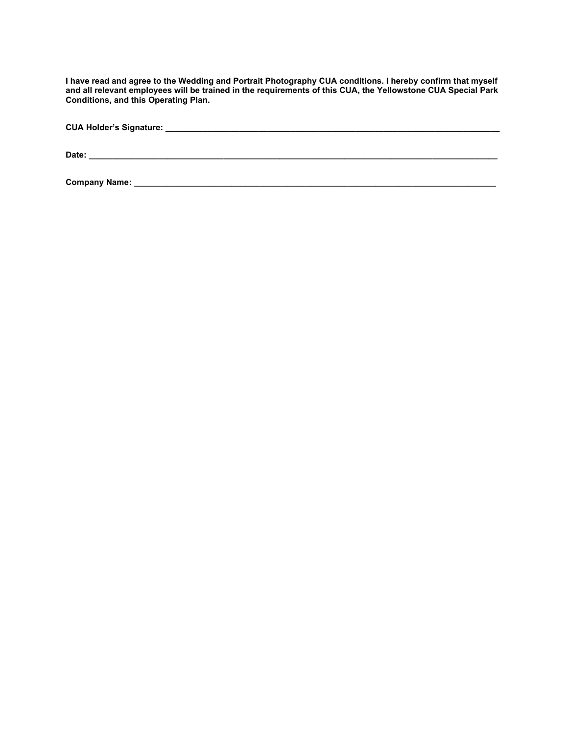**I have read and agree to the Wedding and Portrait Photography CUA conditions. I hereby confirm that myself and all relevant employees will be trained in the requirements of this CUA, the Yellowstone CUA Special Park Conditions, and this Operating Plan.**

**CUA Holder's Signature: ___________________________________________________________________________**

**Date: ___________________________________________________________________________________________**

**Company Name: __________________________________________________________________________________**